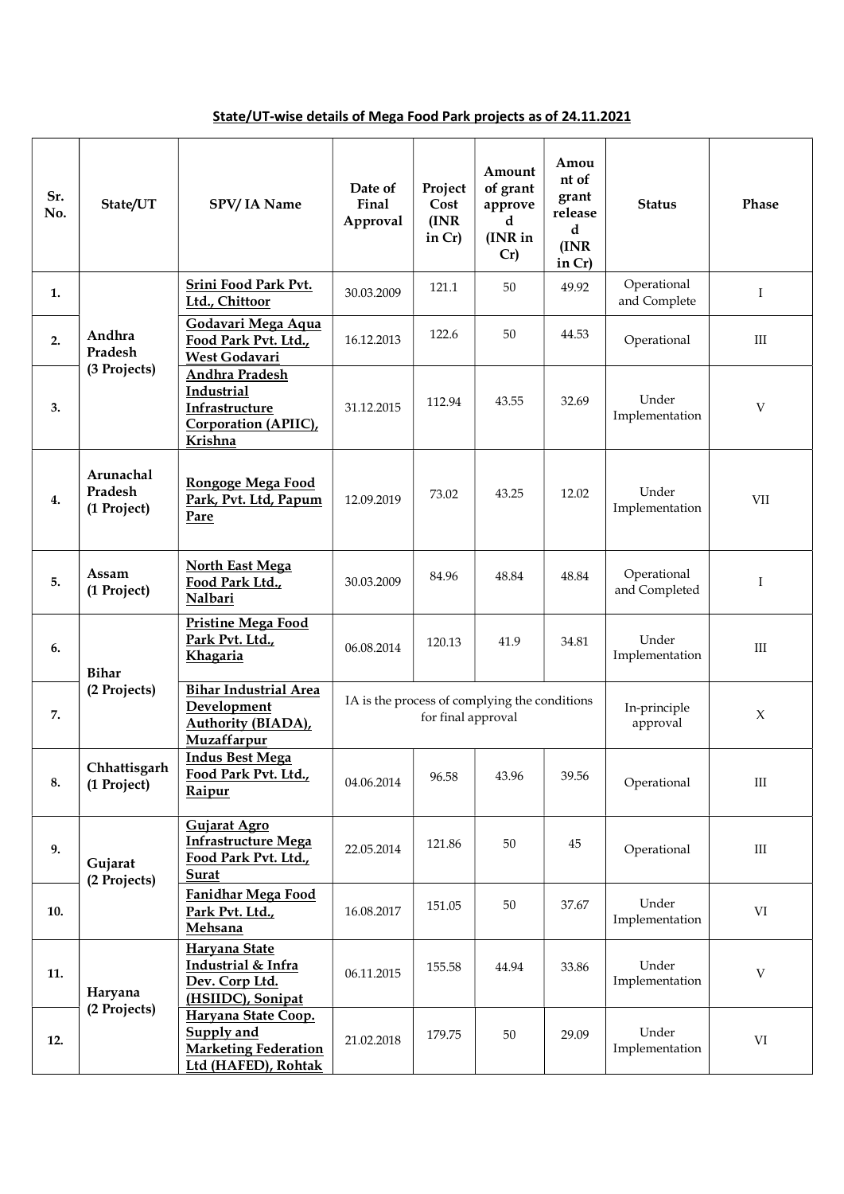**State/UT-wise details of Mega Food Park projects as of 24.11.2021**

| Sr. No. | State/UT | SPV/ IA Name | Date of Final Approval | Project Cost (INR in Cr) | Amount of grant approved (INR in Cr) | Amount of grant released (INR in Cr) | Status | Phase |
|---|---|---|---|---|---|---|---|---|
| 1. | Andhra Pradesh (3 Projects) | Srini Food Park Pvt. Ltd., Chittoor | 30.03.2009 | 121.1 | 50 | 49.92 | Operational and Complete | I |
| 2. | | Godavari Mega Aqua Food Park Pvt. Ltd., West Godavari | 16.12.2013 | 122.6 | 50 | 44.53 | Operational | III |
| 3. | | Andhra Pradesh Industrial Infrastructure Corporation (APIIC), Krishna | 31.12.2015 | 112.94 | 43.55 | 32.69 | Under Implementation | V |
| 4. | Arunachal Pradesh (1 Project) | Rongoge Mega Food Park, Pvt. Ltd, Papum Pare | 12.09.2019 | 73.02 | 43.25 | 12.02 | Under Implementation | VII |
| 5. | Assam (1 Project) | North East Mega Food Park Ltd., Nalbari | 30.03.2009 | 84.96 | 48.84 | 48.84 | Operational and Completed | I |
| 6. | Bihar (2 Projects) | Pristine Mega Food Park Pvt. Ltd., Khagaria | 06.08.2014 | 120.13 | 41.9 | 34.81 | Under Implementation | III |
| 7. | | Bihar Industrial Area Development Authority (BIADA), Muzaffarpur | IA is the process of complying the conditions for final approval | | | | In-principle approval | X |
| 8. | Chhattisgarh (1 Project) | Indus Best Mega Food Park Pvt. Ltd., Raipur | 04.06.2014 | 96.58 | 43.96 | 39.56 | Operational | III |
| 9. | Gujarat (2 Projects) | Gujarat Agro Infrastructure Mega Food Park Pvt. Ltd., Surat | 22.05.2014 | 121.86 | 50 | 45 | Operational | III |
| 10. | | Fanidhar Mega Food Park Pvt. Ltd., Mehsana | 16.08.2017 | 151.05 | 50 | 37.67 | Under Implementation | VI |
| 11. | Haryana (2 Projects) | Haryana State Industrial & Infra Dev. Corp Ltd. (HSIIDC), Sonipat | 06.11.2015 | 155.58 | 44.94 | 33.86 | Under Implementation | V |
| 12. | | Haryana State Coop. Supply and Marketing Federation Ltd (HAFED), Rohtak | 21.02.2018 | 179.75 | 50 | 29.09 | Under Implementation | VI |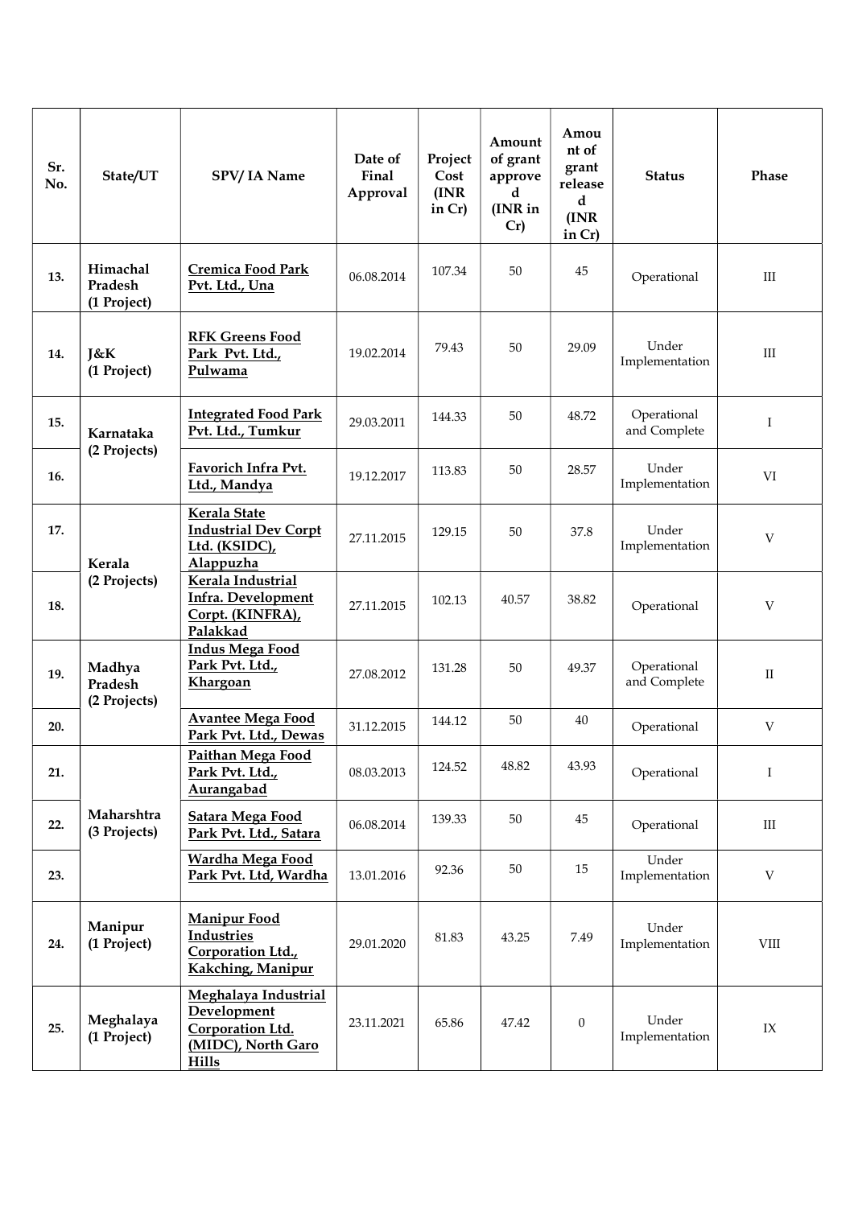| Sr. No. | State/UT | SPV/ IA Name | Date of Final Approval | Project Cost (INR in Cr) | Amount of grant approved (INR in Cr) | Amount of grant released (INR in Cr) | Status | Phase |
|---|---|---|---|---|---|---|---|---|
| 13. | Himachal Pradesh (1 Project) | Cremica Food Park Pvt. Ltd., Una | 06.08.2014 | 107.34 | 50 | 45 | Operational | III |
| 14. | J&K (1 Project) | RFK Greens Food Park Pvt. Ltd., Pulwama | 19.02.2014 | 79.43 | 50 | 29.09 | Under Implementation | III |
| 15. | Karnataka (2 Projects) | Integrated Food Park Pvt. Ltd., Tumkur | 29.03.2011 | 144.33 | 50 | 48.72 | Operational and Complete | I |
| 16. | | Favorich Infra Pvt. Ltd., Mandya | 19.12.2017 | 113.83 | 50 | 28.57 | Under Implementation | VI |
| 17. | Kerala (2 Projects) | Kerala State Industrial Dev Corpt Ltd. (KSIDC), Alappuzha | 27.11.2015 | 129.15 | 50 | 37.8 | Under Implementation | V |
| 18. | | Kerala Industrial Infra. Development Corpt. (KINFRA), Palakkad | 27.11.2015 | 102.13 | 40.57 | 38.82 | Operational | V |
| 19. | Madhya Pradesh (2 Projects) | Indus Mega Food Park Pvt. Ltd., Khargoan | 27.08.2012 | 131.28 | 50 | 49.37 | Operational and Complete | II |
| 20. | | Avantee Mega Food Park Pvt. Ltd., Dewas | 31.12.2015 | 144.12 | 50 | 40 | Operational | V |
| 21. | Maharshtra (3 Projects) | Paithan Mega Food Park Pvt. Ltd., Aurangabad | 08.03.2013 | 124.52 | 48.82 | 43.93 | Operational | I |
| 22. | | Satara Mega Food Park Pvt. Ltd., Satara | 06.08.2014 | 139.33 | 50 | 45 | Operational | III |
| 23. | | Wardha Mega Food Park Pvt. Ltd, Wardha | 13.01.2016 | 92.36 | 50 | 15 | Under Implementation | V |
| 24. | Manipur (1 Project) | Manipur Food Industries Corporation Ltd., Kakching, Manipur | 29.01.2020 | 81.83 | 43.25 | 7.49 | Under Implementation | VIII |
| 25. | Meghalaya (1 Project) | Meghalaya Industrial Development Corporation Ltd. (MIDC), North Garo Hills | 23.11.2021 | 65.86 | 47.42 | 0 | Under Implementation | IX |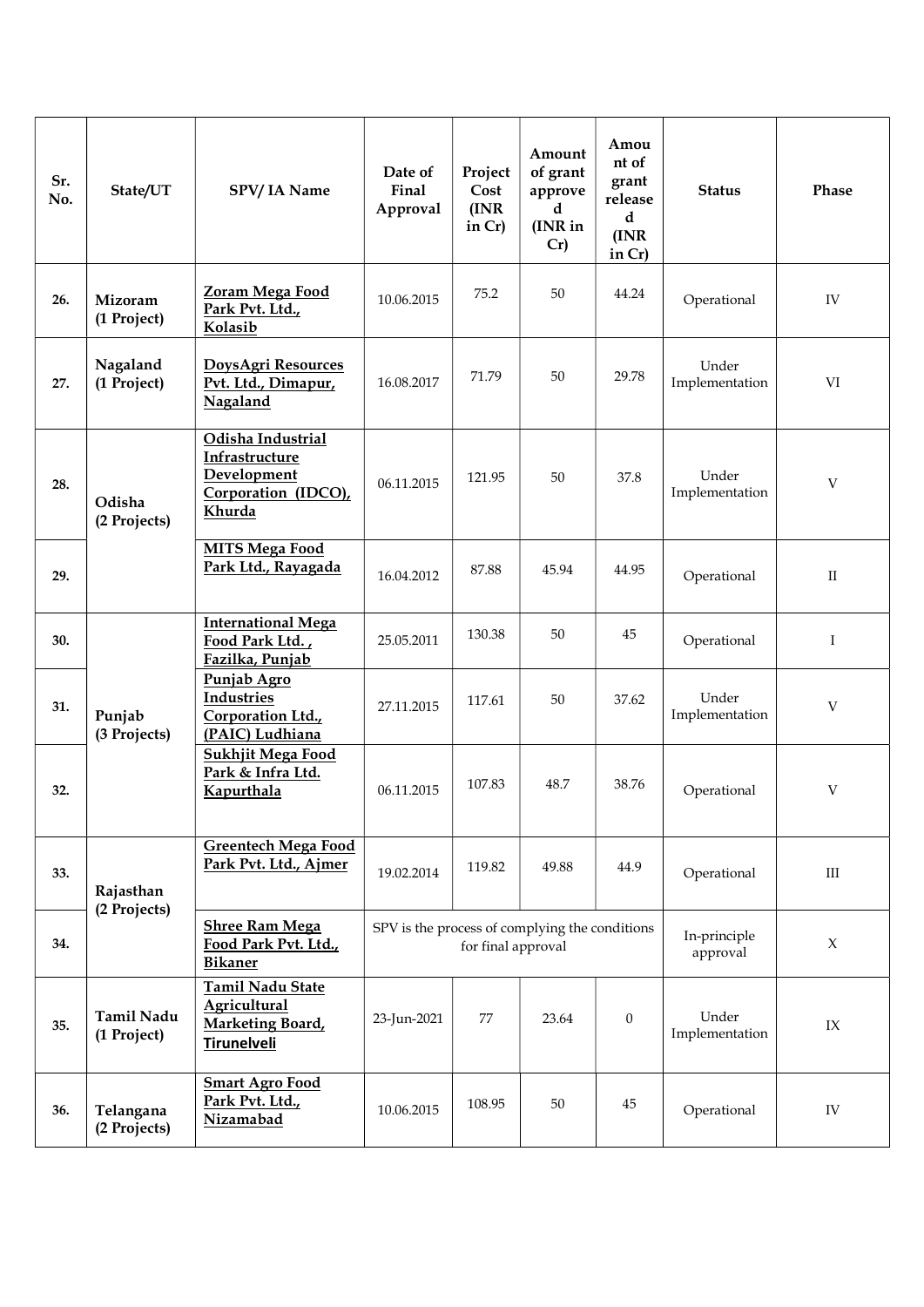| Sr. No. | State/UT | SPV/ IA Name | Date of Final Approval | Project Cost (INR in Cr) | Amount of grant approved (INR in Cr) | Amount of grant released (INR in Cr) | Status | Phase |
|---|---|---|---|---|---|---|---|---|
| 26. | **Mizoram (1 Project)** | **Zoram Mega Food Park Pvt. Ltd., Kolasib** | 10.06.2015 | 75.2 | 50 | 44.24 | Operational | IV |
| 27. | **Nagaland (1 Project)** | **DoysAgri Resources Pvt. Ltd., Dimapur, Nagaland** | 16.08.2017 | 71.79 | 50 | 29.78 | Under Implementation | VI |
| 28. | **Odisha (2 Projects)** | **Odisha Industrial Infrastructure Development Corporation (IDCO), Khurda** | 06.11.2015 | 121.95 | 50 | 37.8 | Under Implementation | V |
| 29. | | **MITS Mega Food Park Ltd., Rayagada** | 16.04.2012 | 87.88 | 45.94 | 44.95 | Operational | II |
| 30. | **Punjab (3 Projects)** | **International Mega Food Park Ltd. , Fazilka, Punjab** | 25.05.2011 | 130.38 | 50 | 45 | Operational | I |
| 31. | | **Punjab Agro Industries Corporation Ltd., (PAIC) Ludhiana** | 27.11.2015 | 117.61 | 50 | 37.62 | Under Implementation | V |
| 32. | | **Sukhjit Mega Food Park & Infra Ltd. Kapurthala** | 06.11.2015 | 107.83 | 48.7 | 38.76 | Operational | V |
| 33. | **Rajasthan (2 Projects)** | **Greentech Mega Food Park Pvt. Ltd., Ajmer** | 19.02.2014 | 119.82 | 49.88 | 44.9 | Operational | III |
| 34. | | **Shree Ram Mega Food Park Pvt. Ltd., Bikaner** | SPV is the process of complying the conditions for final approval | | | | In-principle approval | X |
| 35. | **Tamil Nadu (1 Project)** | **Tamil Nadu State Agricultural Marketing Board, Tirunelveli** | 23-Jun-2021 | 77 | 23.64 | 0 | Under Implementation | IX |
| 36. | **Telangana (2 Projects)** | **Smart Agro Food Park Pvt. Ltd., Nizamabad** | 10.06.2015 | 108.95 | 50 | 45 | Operational | IV |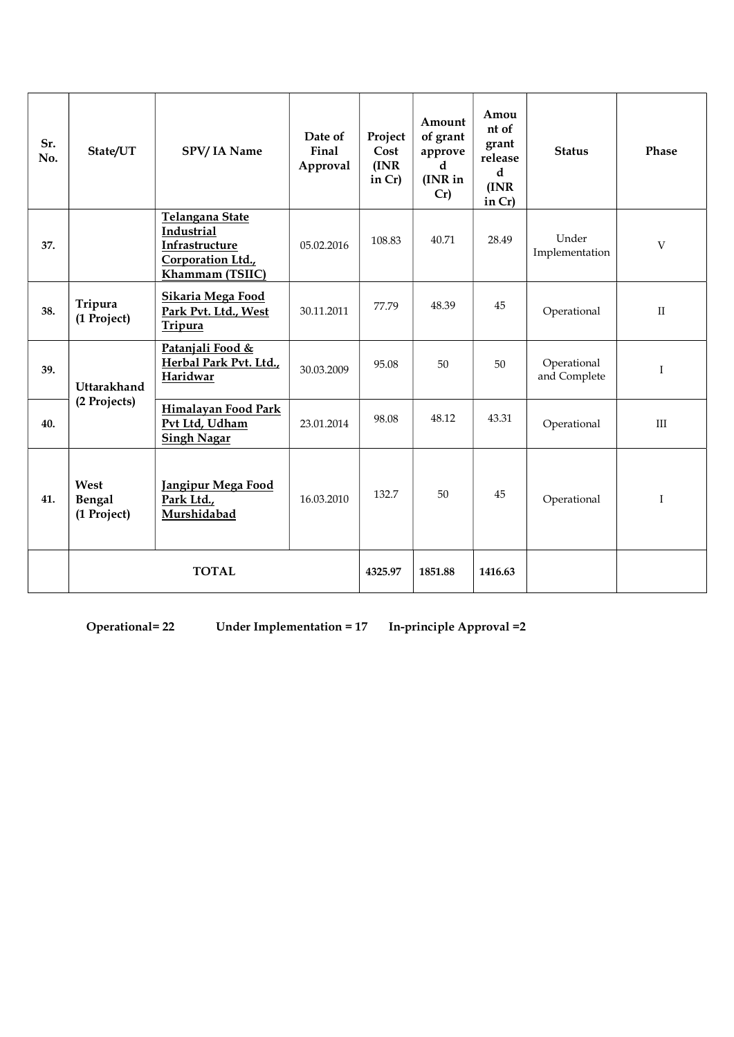| Sr. No. | State/UT | SPV/ IA Name | Date of Final Approval | Project Cost (INR in Cr) | Amount of grant approved (INR in Cr) | Amount of grant released (INR in Cr) | Status | Phase |
|---|---|---|---|---|---|---|---|---|
| 37. | | Telangana State Industrial Infrastructure Corporation Ltd., Khammam (TSIIC) | 05.02.2016 | 108.83 | 40.71 | 28.49 | Under Implementation | V |
| 38. | Tripura (1 Project) | Sikaria Mega Food Park Pvt. Ltd., West Tripura | 30.11.2011 | 77.79 | 48.39 | 45 | Operational | II |
| 39. | Uttarakhand (2 Projects) | Patanjali Food & Herbal Park Pvt. Ltd., Haridwar | 30.03.2009 | 95.08 | 50 | 50 | Operational and Complete | I |
| 40. | | Himalayan Food Park Pvt Ltd, Udham Singh Nagar | 23.01.2014 | 98.08 | 48.12 | 43.31 | Operational | III |
| 41. | West Bengal (1 Project) | Jangipur Mega Food Park Ltd., Murshidabad | 16.03.2010 | 132.7 | 50 | 45 | Operational | I |
| | **TOTAL** | | | **4325.97** | **1851.88** | **1416.63** | | |

**Operational= 22 Under Implementation = 17 In-principle Approval =2**